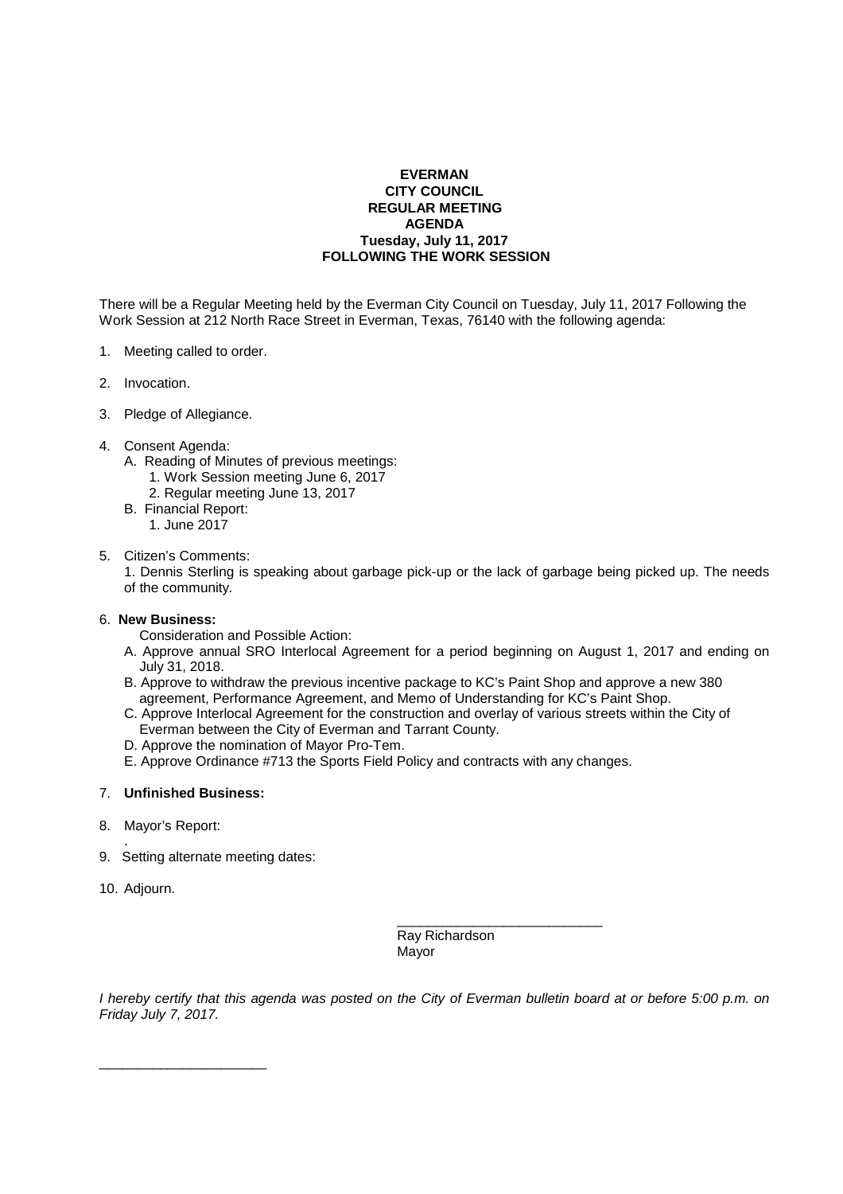**EVERMAN**
**CITY COUNCIL**
**REGULAR MEETING**
**AGENDA**
**Tuesday, July 11, 2017**
**FOLLOWING THE WORK SESSION**

There will be a Regular Meeting held by the Everman City Council on Tuesday, July 11, 2017 Following the Work Session at 212 North Race Street in Everman, Texas, 76140 with the following agenda:

1. Meeting called to order.

2. Invocation.

3. Pledge of Allegiance.

4. Consent Agenda:
   - A. Reading of Minutes of previous meetings:
     1. Work Session meeting June 6, 2017
     2. Regular meeting June 13, 2017
   - B. Financial Report:
     1. June 2017

5. Citizen's Comments:
   1. Dennis Sterling is speaking about garbage pick-up or the lack of garbage being picked up. The needs of the community.

6. **New Business:**
   Consideration and Possible Action:
   - A. Approve annual SRO Interlocal Agreement for a period beginning on August 1, 2017 and ending on July 31, 2018.
   - B. Approve to withdraw the previous incentive package to KC's Paint Shop and approve a new 380 agreement, Performance Agreement, and Memo of Understanding for KC's Paint Shop.
   - C. Approve Interlocal Agreement for the construction and overlay of various streets within the City of Everman between the City of Everman and Tarrant County.
   - D. Approve the nomination of Mayor Pro-Tem.
   - E. Approve Ordinance #713 the Sports Field Policy and contracts with any changes.

7. **Unfinished Business:**

8. Mayor's Report:
   .

9. Setting alternate meeting dates:

10. Adjourn.

\_\_\_\_\_\_\_\_\_\_\_\_\_\_\_\_\_\_\_\_\_\_\_\_\_\_\_
Ray Richardson
Mayor

*I hereby certify that this agenda was posted on the City of Everman bulletin board at or before 5:00 p.m. on Friday July 7, 2017.*

\_\_\_\_\_\_\_\_\_\_\_\_\_\_\_\_\_\_\_\_\_\_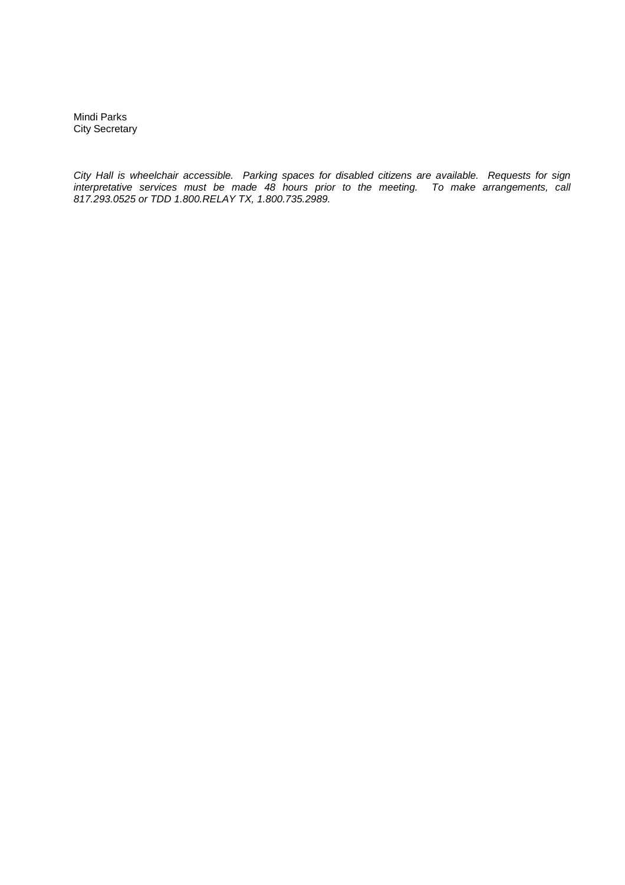Mindi Parks
City Secretary

*City Hall is wheelchair accessible. Parking spaces for disabled citizens are available. Requests for sign interpretative services must be made 48 hours prior to the meeting. To make arrangements, call 817.293.0525 or TDD 1.800.RELAY TX, 1.800.735.2989.*